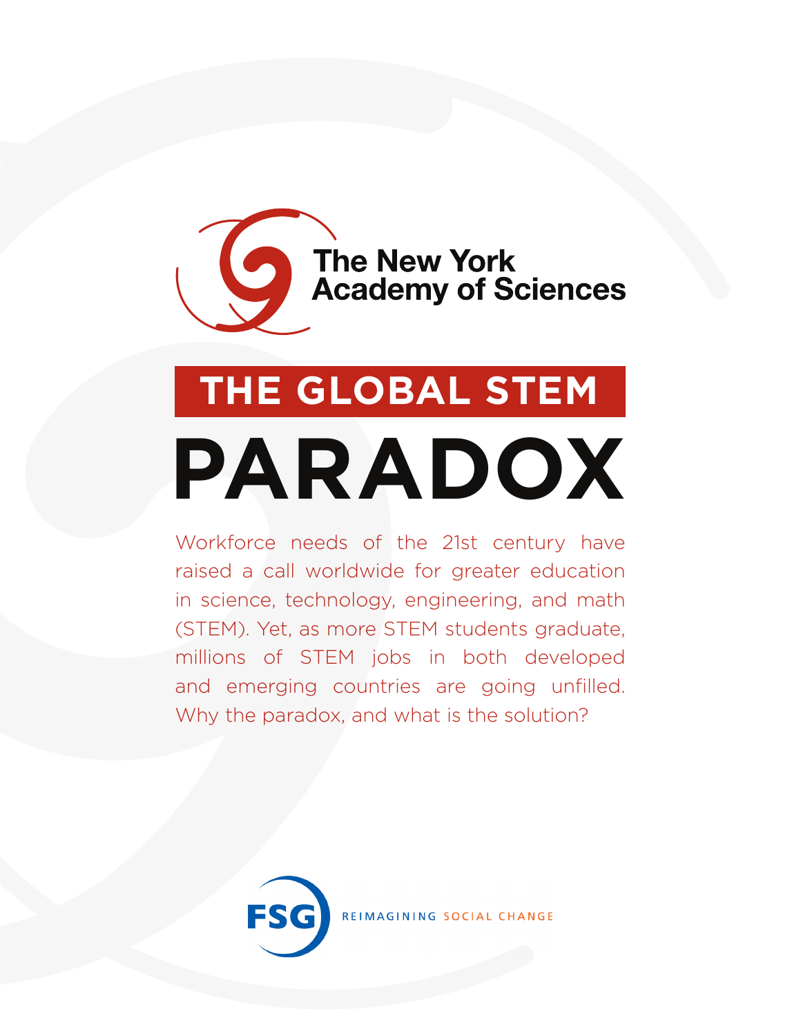The New York Academy of Sciences

# THE GLOBAL STEM PARADOX

Workforce needs of the 21st century have raised a call worldwide for greater education in science, technology, engineering, and math (STEM). Yet, as more STEM students graduate, millions of STEM jobs in both developed and emerging countries are going unfilled. Why the paradox, and what is the solution?

FSG REIMAGINING SOCIAL CHANGE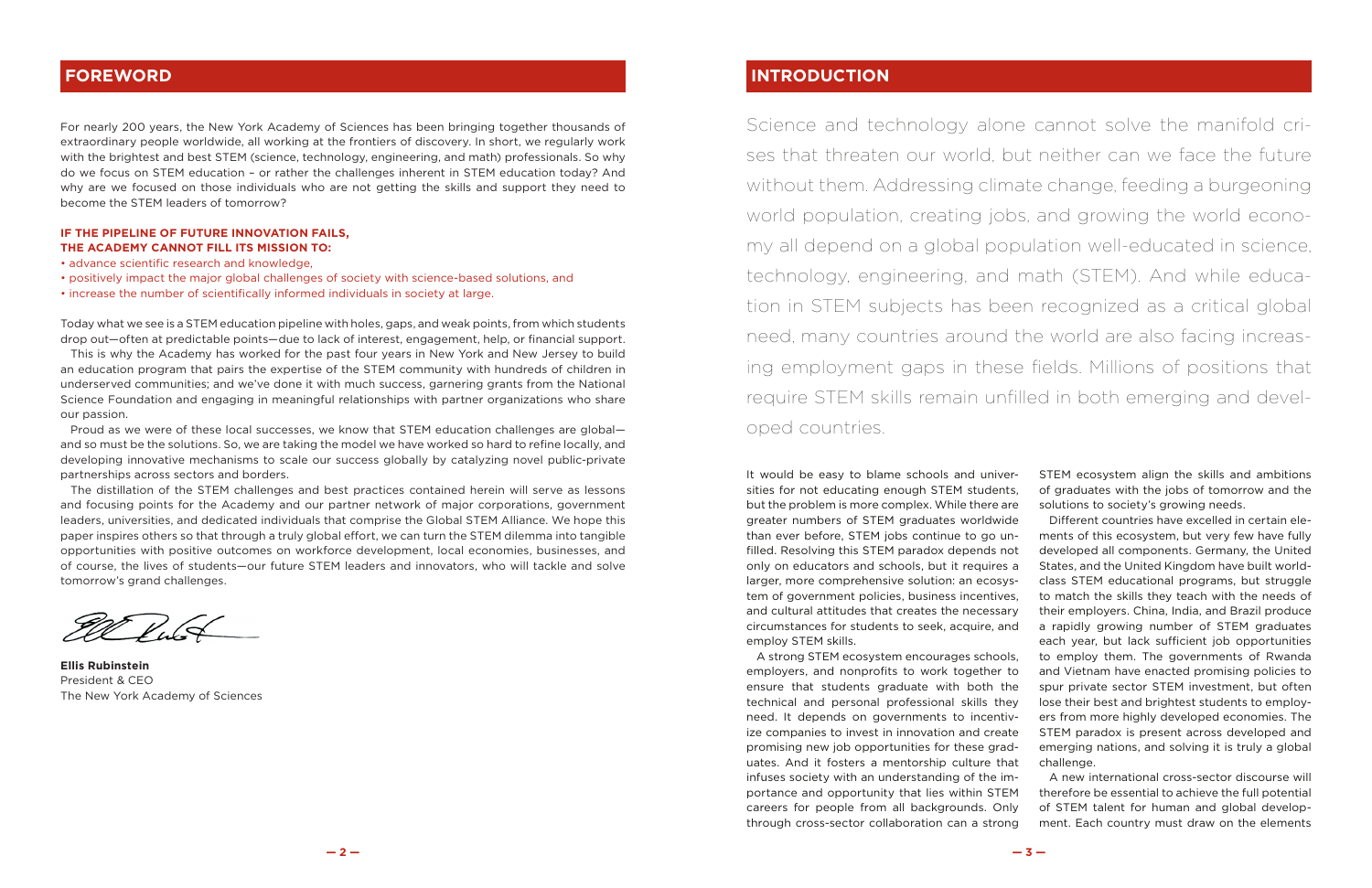## FOREWORD

For nearly 200 years, the New York Academy of Sciences has been bringing together thousands of extraordinary people worldwide, all working at the frontiers of discovery. In short, we regularly work with the brightest and best STEM (science, technology, engineering, and math) professionals. So why do we focus on STEM education – or rather the challenges inherent in STEM education today? And why are we focused on those individuals who are not getting the skills and support they need to become the STEM leaders of tomorrow?

**IF THE PIPELINE OF FUTURE INNOVATION FAILS, THE ACADEMY CANNOT FILL ITS MISSION TO:**

- advance scientific research and knowledge,
- positively impact the major global challenges of society with science-based solutions, and
- increase the number of scientifically informed individuals in society at large.

Today what we see is a STEM education pipeline with holes, gaps, and weak points, from which students drop out—often at predictable points—due to lack of interest, engagement, help, or financial support.

This is why the Academy has worked for the past four years in New York and New Jersey to build an education program that pairs the expertise of the STEM community with hundreds of children in underserved communities; and we've done it with much success, garnering grants from the National Science Foundation and engaging in meaningful relationships with partner organizations who share our passion.

Proud as we were of these local successes, we know that STEM education challenges are global—and so must be the solutions. So, we are taking the model we have worked so hard to refine locally, and developing innovative mechanisms to scale our success globally by catalyzing novel public-private partnerships across sectors and borders.

The distillation of the STEM challenges and best practices contained herein will serve as lessons and focusing points for the Academy and our partner network of major corporations, government leaders, universities, and dedicated individuals that comprise the Global STEM Alliance. We hope this paper inspires others so that through a truly global effort, we can turn the STEM dilemma into tangible opportunities with positive outcomes on workforce development, local economies, businesses, and of course, the lives of students—our future STEM leaders and innovators, who will tackle and solve tomorrow's grand challenges.

**Ellis Rubinstein**
President & CEO
The New York Academy of Sciences

## INTRODUCTION

Science and technology alone cannot solve the manifold crises that threaten our world, but neither can we face the future without them. Addressing climate change, feeding a burgeoning world population, creating jobs, and growing the world economy all depend on a global population well-educated in science, technology, engineering, and math (STEM). And while education in STEM subjects has been recognized as a critical global need, many countries around the world are also facing increasing employment gaps in these fields. Millions of positions that require STEM skills remain unfilled in both emerging and developed countries.

It would be easy to blame schools and universities for not educating enough STEM students, but the problem is more complex. While there are greater numbers of STEM graduates worldwide than ever before, STEM jobs continue to go unfilled. Resolving this STEM paradox depends not only on educators and schools, but it requires a larger, more comprehensive solution: an ecosystem of government policies, business incentives, and cultural attitudes that creates the necessary circumstances for students to seek, acquire, and employ STEM skills.

A strong STEM ecosystem encourages schools, employers, and nonprofits to work together to ensure that students graduate with both the technical and personal professional skills they need. It depends on governments to incentivize companies to invest in innovation and create promising new job opportunities for these graduates. And it fosters a mentorship culture that infuses society with an understanding of the importance and opportunity that lies within STEM careers for people from all backgrounds. Only through cross-sector collaboration can a strong STEM ecosystem align the skills and ambitions of graduates with the jobs of tomorrow and the solutions to society's growing needs.

Different countries have excelled in certain elements of this ecosystem, but very few have fully developed all components. Germany, the United States, and the United Kingdom have built world-class STEM educational programs, but struggle to match the skills they teach with the needs of their employers. China, India, and Brazil produce a rapidly growing number of STEM graduates each year, but lack sufficient job opportunities to employ them. The governments of Rwanda and Vietnam have enacted promising policies to spur private sector STEM investment, but often lose their best and brightest students to employers from more highly developed economies. The STEM paradox is present across developed and emerging nations, and solving it is truly a global challenge.

A new international cross-sector discourse will therefore be essential to achieve the full potential of STEM talent for human and global development. Each country must draw on the elements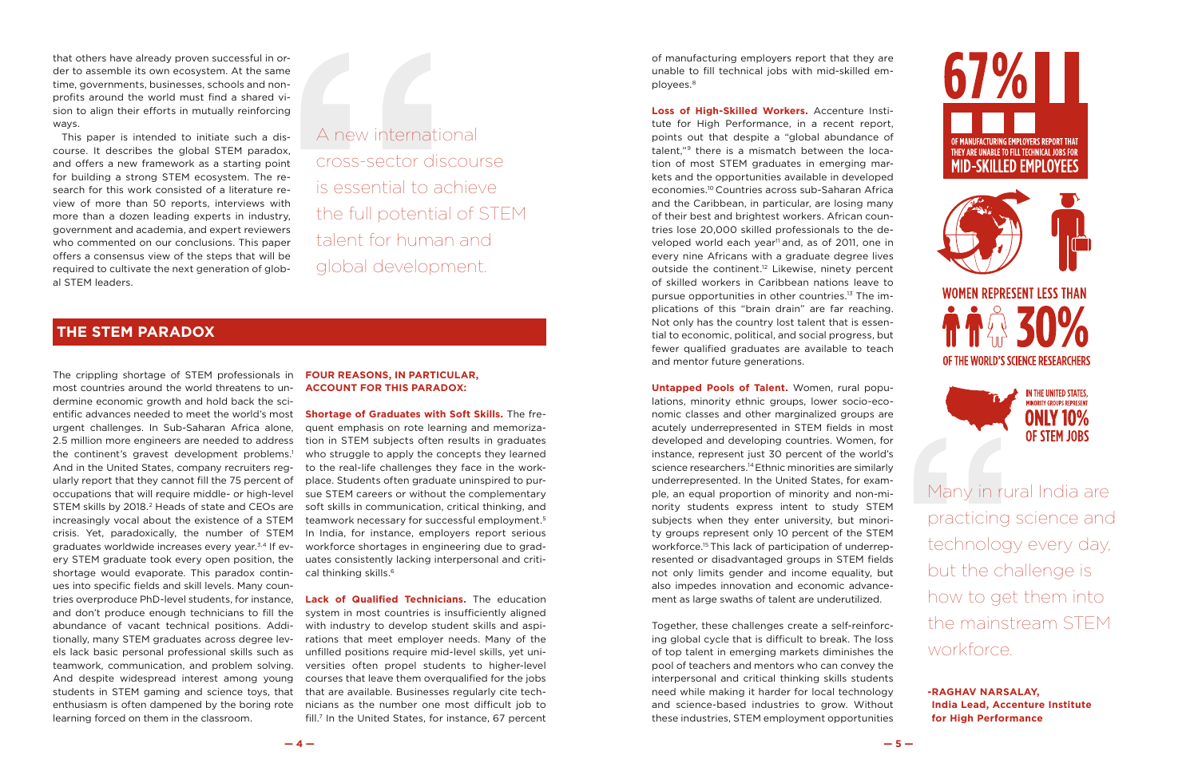that others have already proven successful in order to assemble its own ecosystem. At the same time, governments, businesses, schools and nonprofits around the world must find a shared vision to align their efforts in mutually reinforcing ways.

This paper is intended to initiate such a discourse. It describes the global STEM paradox, and offers a new framework as a starting point for building a strong STEM ecosystem. The research for this work consisted of a literature review of more than 50 reports, interviews with more than a dozen leading experts in industry, government and academia, and expert reviewers who commented on our conclusions. This paper offers a consensus view of the steps that will be required to cultivate the next generation of global STEM leaders.

> A new international cross-sector discourse is essential to achieve the full potential of STEM talent for human and global development.

## THE STEM PARADOX

The crippling shortage of STEM professionals in most countries around the world threatens to undermine economic growth and hold back the scientific advances needed to meet the world's most urgent challenges. In Sub-Saharan Africa alone, 2.5 million more engineers are needed to address the continent's gravest development problems.[1] And in the United States, company recruiters regularly report that they cannot fill the 75 percent of occupations that will require middle- or high-level STEM skills by 2018.[2] Heads of state and CEOs are increasingly vocal about the existence of a STEM crisis. Yet, paradoxically, the number of STEM graduates worldwide increases every year.[3,4] If every STEM graduate took every open position, the shortage would evaporate. This paradox continues into specific fields and skill levels. Many countries overproduce PhD-level students, for instance, and don't produce enough technicians to fill the abundance of vacant technical positions. Additionally, many STEM graduates across degree levels lack basic personal professional skills such as teamwork, communication, and problem solving. And despite widespread interest among young students in STEM gaming and science toys, that enthusiasm is often dampened by the boring rote learning forced on them in the classroom.

### FOUR REASONS, IN PARTICULAR, ACCOUNT FOR THIS PARADOX:

**Shortage of Graduates with Soft Skills.** The frequent emphasis on rote learning and memorization in STEM subjects often results in graduates who struggle to apply the concepts they learned to the real-life challenges they face in the workplace. Students often graduate uninspired to pursue STEM careers or without the complementary soft skills in communication, critical thinking, and teamwork necessary for successful employment.[5] In India, for instance, employers report serious workforce shortages in engineering due to graduates consistently lacking interpersonal and critical thinking skills.[6]

**Lack of Qualified Technicians.** The education system in most countries is insufficiently aligned with industry to develop student skills and aspirations that meet employer needs. Many of the unfilled positions require mid-level skills, yet universities often propel students to higher-level courses that leave them overqualified for the jobs that are available. Businesses regularly cite technicians as the number one most difficult job to fill.[7] In the United States, for instance, 67 percent of manufacturing employers report that they are unable to fill technical jobs with mid-skilled employees.[8]

**Loss of High-Skilled Workers.** Accenture Institute for High Performance, in a recent report, points out that despite a "global abundance of talent,"[9] there is a mismatch between the location of most STEM graduates in emerging markets and the opportunities available in developed economies.[10] Countries across sub-Saharan Africa and the Caribbean, in particular, are losing many of their best and brightest workers. African countries lose 20,000 skilled professionals to the developed world each year[11] and, as of 2011, one in every nine Africans with a graduate degree lives outside the continent.[12] Likewise, ninety percent of skilled workers in Caribbean nations leave to pursue opportunities in other countries.[13] The implications of this "brain drain" are far reaching. Not only has the country lost talent that is essential to economic, political, and social progress, but fewer qualified graduates are available to teach and mentor future generations.

**Untapped Pools of Talent.** Women, rural populations, minority ethnic groups, lower socio-economic classes and other marginalized groups are acutely underrepresented in STEM fields in most developed and developing countries. Women, for instance, represent just 30 percent of the world's science researchers.[14] Ethnic minorities are similarly underrepresented. In the United States, for example, an equal proportion of minority and non-minority students express intent to study STEM subjects when they enter university, but minority groups represent only 10 percent of the STEM workforce.[15] This lack of participation of underrepresented or disadvantaged groups in STEM fields not only limits gender and income equality, but also impedes innovation and economic advancement as large swaths of talent are underutilized.

Together, these challenges create a self-reinforcing global cycle that is difficult to break. The loss of top talent in emerging markets diminishes the pool of teachers and mentors who can convey the interpersonal and critical thinking skills students need while making it harder for local technology and science-based industries to grow. Without these industries, STEM employment opportunities

**67%** OF MANUFACTURING EMPLOYERS REPORT THAT THEY ARE UNABLE TO FILL TECHNICAL JOBS FOR **MID-SKILLED EMPLOYEES**

**WOMEN REPRESENT LESS THAN 30%** OF THE WORLD'S SCIENCE RESEARCHERS

IN THE UNITED STATES, MINORITY GROUPS REPRESENT **ONLY 10%** OF STEM JOBS

> Many in rural India are practicing science and technology every day, but the challenge is how to get them into the mainstream STEM workforce.
>
> **-RAGHAV NARSALAY, India Lead, Accenture Institute for High Performance**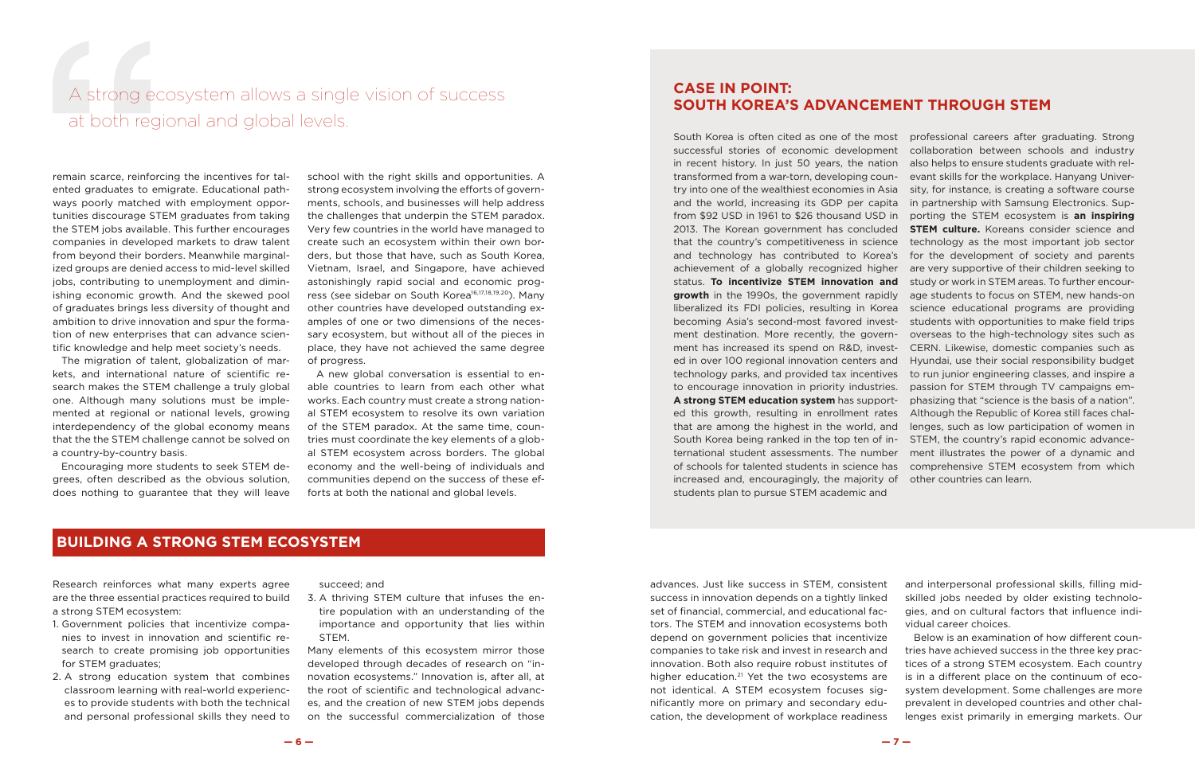> A strong ecosystem allows a single vision of success at both regional and global levels.

remain scarce, reinforcing the incentives for talented graduates to emigrate. Educational pathways poorly matched with employment opportunities discourage STEM graduates from taking the STEM jobs available. This further encourages companies in developed markets to draw talent from beyond their borders. Meanwhile marginalized groups are denied access to mid-level skilled jobs, contributing to unemployment and diminishing economic growth. And the skewed pool of graduates brings less diversity of thought and ambition to drive innovation and spur the formation of new enterprises that can advance scientific knowledge and help meet society's needs.

The migration of talent, globalization of markets, and international nature of scientific research makes the STEM challenge a truly global one. Although many solutions must be implemented at regional or national levels, growing interdependency of the global economy means that the the STEM challenge cannot be solved on a country-by-country basis.

Encouraging more students to seek STEM degrees, often described as the obvious solution, does nothing to guarantee that they will leave school with the right skills and opportunities. A strong ecosystem involving the efforts of governments, schools, and businesses will help address the challenges that underpin the STEM paradox. Very few countries in the world have managed to create such an ecosystem within their own borders, but those that have, such as South Korea, Vietnam, Israel, and Singapore, have achieved astonishingly rapid social and economic progress (see sidebar on South Korea[16,17,18,19,20]). Many other countries have developed outstanding examples of one or two dimensions of the necessary ecosystem, but without all of the pieces in place, they have not achieved the same degree of progress.

A new global conversation is essential to enable countries to learn from each other what works. Each country must create a strong national STEM ecosystem to resolve its own variation of the STEM paradox. At the same time, countries must coordinate the key elements of a global STEM ecosystem across borders. The global economy and the well-being of individuals and communities depend on the success of these efforts at both the national and global levels.

## CASE IN POINT: SOUTH KOREA'S ADVANCEMENT THROUGH STEM

South Korea is often cited as one of the most successful stories of economic development in recent history. In just 50 years, the nation transformed from a war-torn, developing country into one of the wealthiest economies in Asia and the world, increasing its GDP per capita from $92 USD in 1961 to $26 thousand USD in 2013. The Korean government has concluded that the country's competitiveness in science and technology has contributed to Korea's achievement of a globally recognized higher status. **To incentivize STEM innovation and growth** in the 1990s, the government rapidly liberalized its FDI policies, resulting in Korea becoming Asia's second-most favored investment destination. More recently, the government has increased its spend on R&D, invested in over 100 regional innovation centers and technology parks, and provided tax incentives to encourage innovation in priority industries. **A strong STEM education system** has supported this growth, resulting in enrollment rates that are among the highest in the world, and South Korea being ranked in the top ten of international student assessments. The number of schools for talented students in science has increased and, encouragingly, the majority of students plan to pursue STEM academic and professional careers after graduating. Strong collaboration between schools and industry also helps to ensure students graduate with relevant skills for the workplace. Hanyang University, for instance, is creating a software course in partnership with Samsung Electronics. Supporting the STEM ecosystem is **an inspiring STEM culture.** Koreans consider science and technology as the most important job sector for the development of society and parents are very supportive of their children seeking to study or work in STEM areas. To further encourage students to focus on STEM, new hands-on science educational programs are providing students with opportunities to make field trips overseas to the high-technology sites such as CERN. Likewise, domestic companies such as Hyundai, use their social responsibility budget to run junior engineering classes, and inspire a passion for STEM through TV campaigns emphasizing that "science is the basis of a nation". Although the Republic of Korea still faces challenges, such as low participation of women in STEM, the country's rapid economic advancement illustrates the power of a dynamic and comprehensive STEM ecosystem from which other countries can learn.

## BUILDING A STRONG STEM ECOSYSTEM

Research reinforces what many experts agree are the three essential practices required to build a strong STEM ecosystem:

1. Government policies that incentivize companies to invest in innovation and scientific research to create promising job opportunities for STEM graduates;
2. A strong education system that combines classroom learning with real-world experiences to provide students with both the technical and personal professional skills they need to succeed; and
3. A thriving STEM culture that infuses the entire population with an understanding of the importance and opportunity that lies within STEM.

Many elements of this ecosystem mirror those developed through decades of research on "innovation ecosystems." Innovation is, after all, at the root of scientific and technological advances, and the creation of new STEM jobs depends on the successful commercialization of those advances. Just like success in STEM, consistent success in innovation depends on a tightly linked set of financial, commercial, and educational factors. The STEM and innovation ecosystems both depend on government policies that incentivize companies to take risk and invest in research and innovation. Both also require robust institutes of higher education.[21] Yet the two ecosystems are not identical. A STEM ecosystem focuses significantly more on primary and secondary education, the development of workplace readiness and interpersonal professional skills, filling mid-skilled jobs needed by older existing technologies, and on cultural factors that influence individual career choices.

Below is an examination of how different countries have achieved success in the three key practices of a strong STEM ecosystem. Each country is in a different place on the continuum of ecosystem development. Some challenges are more prevalent in developed countries and other challenges exist primarily in emerging markets. Our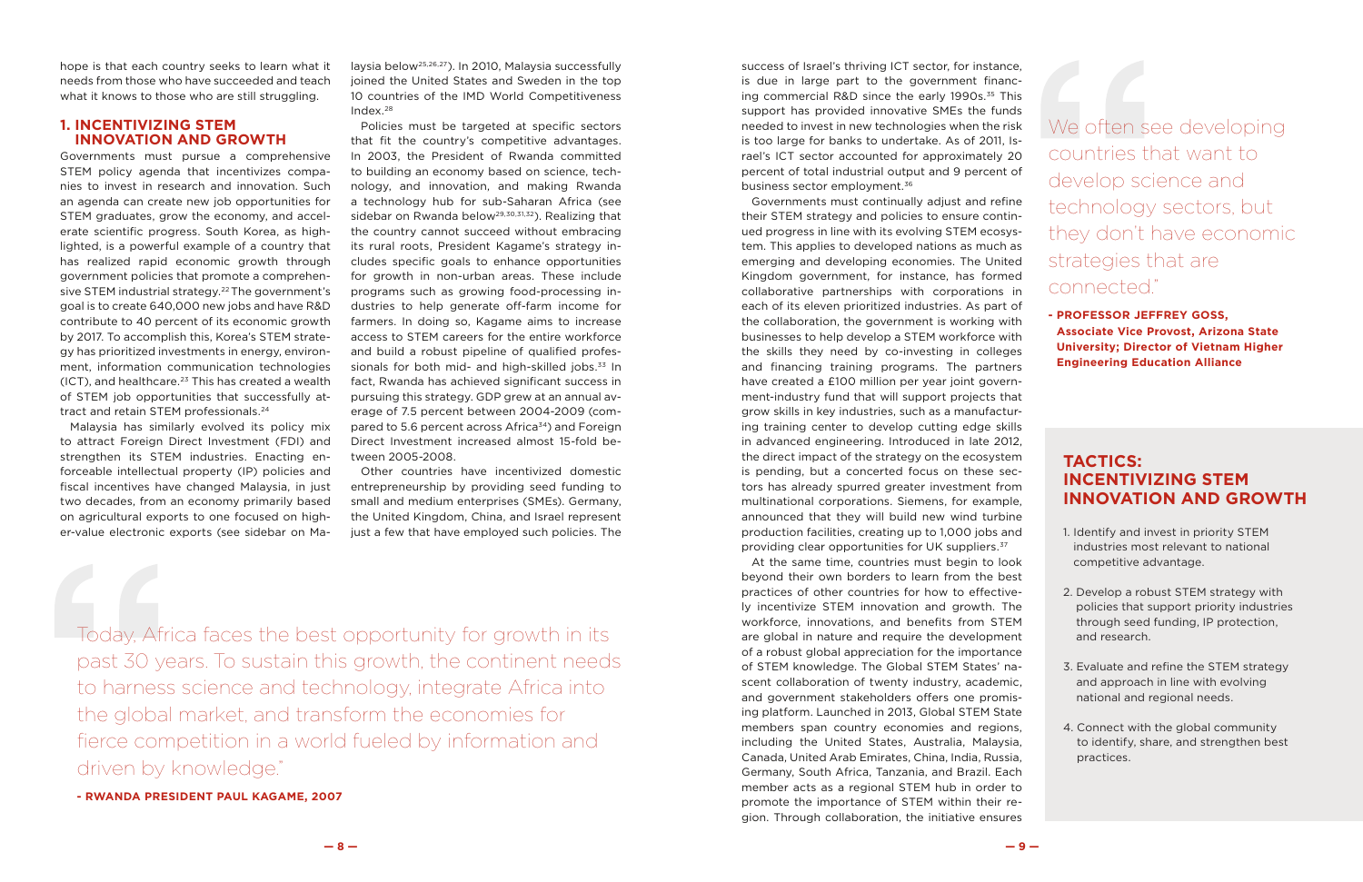hope is that each country seeks to learn what it needs from those who have succeeded and teach what it knows to those who are still struggling.

## 1. INCENTIVIZING STEM INNOVATION AND GROWTH

Governments must pursue a comprehensive STEM policy agenda that incentivizes companies to invest in research and innovation. Such an agenda can create new job opportunities for STEM graduates, grow the economy, and accelerate scientific progress. South Korea, as highlighted, is a powerful example of a country that has realized rapid economic growth through government policies that promote a comprehensive STEM industrial strategy.[22] The government's goal is to create 640,000 new jobs and have R&D contribute to 40 percent of its economic growth by 2017. To accomplish this, Korea's STEM strategy has prioritized investments in energy, environment, information communication technologies (ICT), and healthcare.[23] This has created a wealth of STEM job opportunities that successfully attract and retain STEM professionals.[24]

Malaysia has similarly evolved its policy mix to attract Foreign Direct Investment (FDI) and strengthen its STEM industries. Enacting enforceable intellectual property (IP) policies and fiscal incentives have changed Malaysia, in just two decades, from an economy primarily based on agricultural exports to one focused on higher-value electronic exports (see sidebar on Malaysia below[25,26,27]). In 2010, Malaysia successfully joined the United States and Sweden in the top 10 countries of the IMD World Competitiveness Index.[28]

Policies must be targeted at specific sectors that fit the country's competitive advantages. In 2003, the President of Rwanda committed to building an economy based on science, technology, and innovation, and making Rwanda a technology hub for sub-Saharan Africa (see sidebar on Rwanda below[29,30,31,32]). Realizing that the country cannot succeed without embracing its rural roots, President Kagame's strategy includes specific goals to enhance opportunities for growth in non-urban areas. These include programs such as growing food-processing industries to help generate off-farm income for farmers. In doing so, Kagame aims to increase access to STEM careers for the entire workforce and build a robust pipeline of qualified professionals for both mid- and high-skilled jobs.[33] In fact, Rwanda has achieved significant success in pursuing this strategy. GDP grew at an annual average of 7.5 percent between 2004-2009 (compared to 5.6 percent across Africa[34]) and Foreign Direct Investment increased almost 15-fold between 2005-2008.

Other countries have incentivized domestic entrepreneurship by providing seed funding to small and medium enterprises (SMEs). Germany, the United Kingdom, China, and Israel represent just a few that have employed such policies. The success of Israel's thriving ICT sector, for instance, is due in large part to the government financing commercial R&D since the early 1990s.[35] This support has provided innovative SMEs the funds needed to invest in new technologies when the risk is too large for banks to undertake. As of 2011, Israel's ICT sector accounted for approximately 20 percent of total industrial output and 9 percent of business sector employment.[36]

Governments must continually adjust and refine their STEM strategy and policies to ensure continued progress in line with its evolving STEM ecosystem. This applies to developed nations as much as emerging and developing economies. The United Kingdom government, for instance, has formed collaborative partnerships with corporations in each of its eleven prioritized industries. As part of the collaboration, the government is working with businesses to help develop a STEM workforce with the skills they need by co-investing in colleges and financing training programs. The partners have created a £100 million per year joint government-industry fund that will support projects that grow skills in key industries, such as a manufacturing training center to develop cutting edge skills in advanced engineering. Introduced in late 2012, the direct impact of the strategy on the ecosystem is pending, but a concerted focus on these sectors has already spurred greater investment from multinational corporations. Siemens, for example, announced that they will build new wind turbine production facilities, creating up to 1,000 jobs and providing clear opportunities for UK suppliers.[37]

At the same time, countries must begin to look beyond their own borders to learn from the best practices of other countries for how to effectively incentivize STEM innovation and growth. The workforce, innovations, and benefits from STEM are global in nature and require the development of a robust global appreciation for the importance of STEM knowledge. The Global STEM States' nascent collaboration of twenty industry, academic, and government stakeholders offers one promising platform. Launched in 2013, Global STEM State members span country economies and regions, including the United States, Australia, Malaysia, Canada, United Arab Emirates, China, India, Russia, Germany, South Africa, Tanzania, and Brazil. Each member acts as a regional STEM hub in order to promote the importance of STEM within their region. Through collaboration, the initiative ensures

> Today, Africa faces the best opportunity for growth in its past 30 years. To sustain this growth, the continent needs to harness science and technology, integrate Africa into the global market, and transform the economies for fierce competition in a world fueled by information and driven by knowledge."
>
> **- RWANDA PRESIDENT PAUL KAGAME, 2007**

> We often see developing countries that want to develop science and technology sectors, but they don't have economic strategies that are connected."
>
> **- PROFESSOR JEFFREY GOSS, Associate Vice Provost, Arizona State University; Director of Vietnam Higher Engineering Education Alliance**

### TACTICS: INCENTIVIZING STEM INNOVATION AND GROWTH

1. Identify and invest in priority STEM industries most relevant to national competitive advantage.
2. Develop a robust STEM strategy with policies that support priority industries through seed funding, IP protection, and research.
3. Evaluate and refine the STEM strategy and approach in line with evolving national and regional needs.
4. Connect with the global community to identify, share, and strengthen best practices.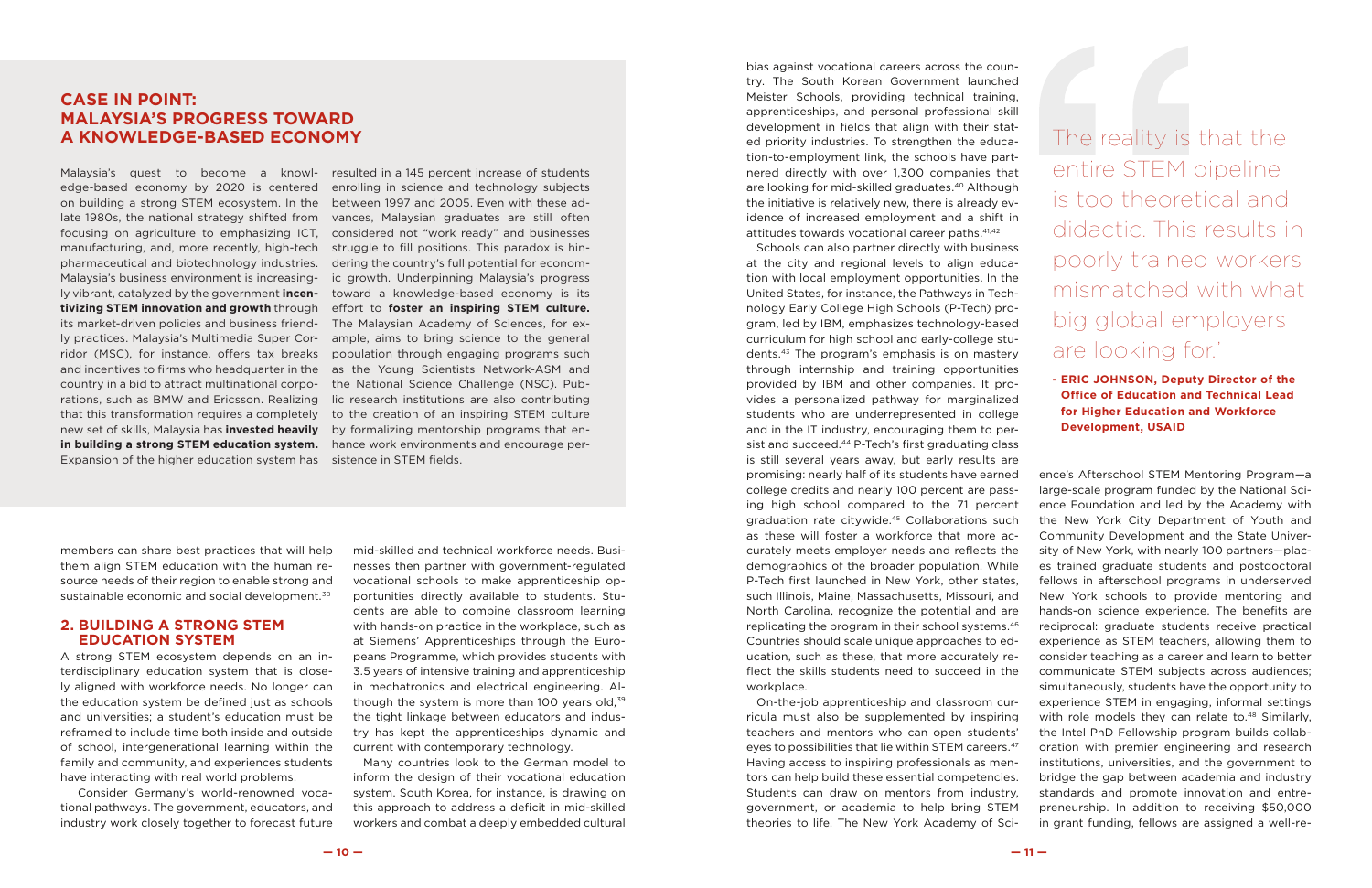## CASE IN POINT: MALAYSIA'S PROGRESS TOWARD A KNOWLEDGE-BASED ECONOMY

Malaysia's quest to become a knowledge-based economy by 2020 is centered on building a strong STEM ecosystem. In the late 1980s, the national strategy shifted from focusing on agriculture to emphasizing ICT, manufacturing, and, more recently, high-tech pharmaceutical and biotechnology industries. Malaysia's business environment is increasingly vibrant, catalyzed by the government **incentivizing STEM innovation and growth** through its market-driven policies and business friendly practices. Malaysia's Multimedia Super Corridor (MSC), for instance, offers tax breaks and incentives to firms who headquarter in the country in a bid to attract multinational corporations, such as BMW and Ericsson. Realizing that this transformation requires a completely new set of skills, Malaysia has **invested heavily in building a strong STEM education system.** Expansion of the higher education system has resulted in a 145 percent increase of students enrolling in science and technology subjects between 1997 and 2005. Even with these advances, Malaysian graduates are still often considered not "work ready" and businesses struggle to fill positions. This paradox is hindering the country's full potential for economic growth. Underpinning Malaysia's progress toward a knowledge-based economy is its effort to **foster an inspiring STEM culture.** The Malaysian Academy of Sciences, for example, aims to bring science to the general population through engaging programs such as the Young Scientists Network-ASM and the National Science Challenge (NSC). Public research institutions are also contributing to the creation of an inspiring STEM culture by formalizing mentorship programs that enhance work environments and encourage persistence in STEM fields.

members can share best practices that will help them align STEM education with the human resource needs of their region to enable strong and sustainable economic and social development.[38]

## 2. BUILDING A STRONG STEM EDUCATION SYSTEM

A strong STEM ecosystem depends on an interdisciplinary education system that is closely aligned with workforce needs. No longer can the education system be defined just as schools and universities; a student's education must be reframed to include time both inside and outside of school, intergenerational learning within the family and community, and experiences students have interacting with real world problems.

Consider Germany's world-renowned vocational pathways. The government, educators, and industry work closely together to forecast future mid-skilled and technical workforce needs. Businesses then partner with government-regulated vocational schools to make apprenticeship opportunities directly available to students. Students are able to combine classroom learning with hands-on practice in the workplace, such as at Siemens' Apprenticeships through the Europeans Programme, which provides students with 3.5 years of intensive training and apprenticeship in mechatronics and electrical engineering. Although the system is more than 100 years old,[39] the tight linkage between educators and industry has kept the apprenticeships dynamic and current with contemporary technology.

Many countries look to the German model to inform the design of their vocational education system. South Korea, for instance, is drawing on this approach to address a deficit in mid-skilled workers and combat a deeply embedded cultural bias against vocational careers across the country. The South Korean Government launched Meister Schools, providing technical training, apprenticeships, and personal professional skill development in fields that align with their stated priority industries. To strengthen the education-to-employment link, the schools have partnered directly with over 1,300 companies that are looking for mid-skilled graduates.[40] Although the initiative is relatively new, there is already evidence of increased employment and a shift in attitudes towards vocational career paths.[41,42]

Schools can also partner directly with business at the city and regional levels to align education with local employment opportunities. In the United States, for instance, the Pathways in Technology Early College High Schools (P-Tech) program, led by IBM, emphasizes technology-based curriculum for high school and early-college students.[43] The program's emphasis is on mastery through internship and training opportunities provided by IBM and other companies. It provides a personalized pathway for marginalized students who are underrepresented in college and in the IT industry, encouraging them to persist and succeed.[44] P-Tech's first graduating class is still several years away, but early results are promising: nearly half of its students have earned college credits and nearly 100 percent are passing high school compared to the 71 percent graduation rate citywide.[45] Collaborations such as these will foster a workforce that more accurately meets employer needs and reflects the demographics of the broader population. While P-Tech first launched in New York, other states, such Illinois, Maine, Massachusetts, Missouri, and North Carolina, recognize the potential and are replicating the program in their school systems.[46] Countries should scale unique approaches to education, such as these, that more accurately reflect the skills students need to succeed in the workplace.

On-the-job apprenticeship and classroom curricula must also be supplemented by inspiring teachers and mentors who can open students' eyes to possibilities that lie within STEM careers.[47] Having access to inspiring professionals as mentors can help build these essential competencies. Students can draw on mentors from industry, government, or academia to help bring STEM theories to life. The New York Academy of Science's Afterschool STEM Mentoring Program—a large-scale program funded by the National Science Foundation and led by the Academy with the New York City Department of Youth and Community Development and the State University of New York, with nearly 100 partners—places trained graduate students and postdoctoral fellows in afterschool programs in underserved New York schools to provide mentoring and hands-on science experience. The benefits are reciprocal: graduate students receive practical experience as STEM teachers, allowing them to consider teaching as a career and learn to better communicate STEM subjects across audiences; simultaneously, students have the opportunity to experience STEM in engaging, informal settings with role models they can relate to.[48] Similarly, the Intel PhD Fellowship program builds collaboration with premier engineering and research institutions, universities, and the government to bridge the gap between academia and industry standards and promote innovation and entrepreneurship. In addition to receiving $50,000 in grant funding, fellows are assigned a well-re-

> The reality is that the entire STEM pipeline is too theoretical and didactic. This results in poorly trained workers mismatched with what big global employers are looking for."
>
> **- ERIC JOHNSON, Deputy Director of the Office of Education and Technical Lead for Higher Education and Workforce Development, USAID**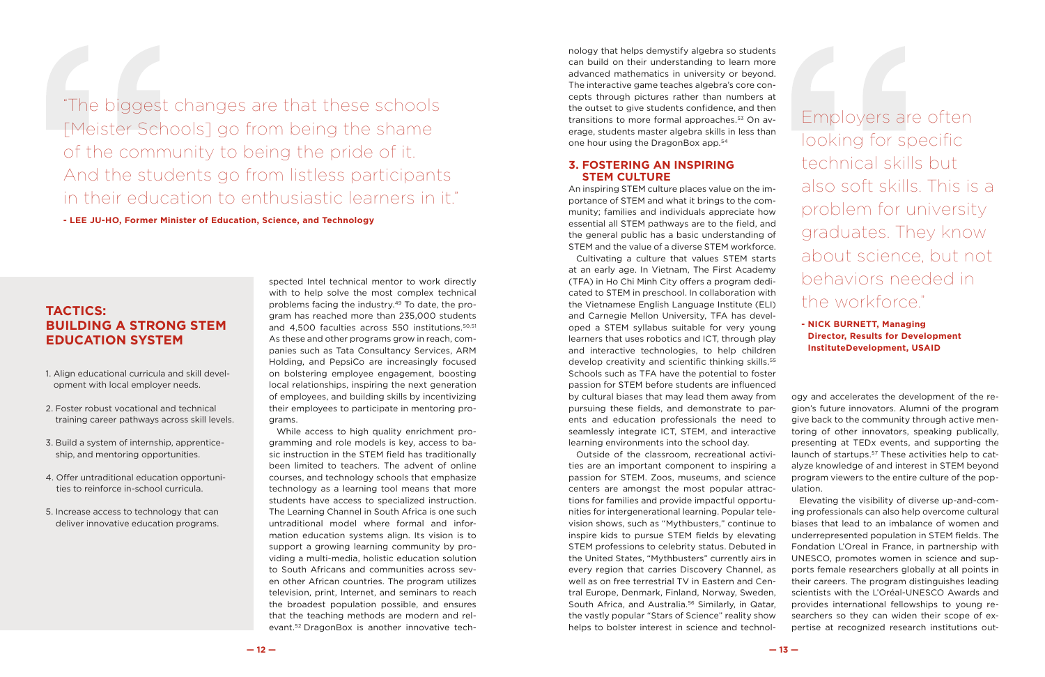> "The biggest changes are that these schools [Meister Schools] go from being the shame of the community to being the pride of it. And the students go from listless participants in their education to enthusiastic learners in it."
>
> **- LEE JU-HO, Former Minister of Education, Science, and Technology**

## TACTICS: BUILDING A STRONG STEM EDUCATION SYSTEM

1. Align educational curricula and skill development with local employer needs.
2. Foster robust vocational and technical training career pathways across skill levels.
3. Build a system of internship, apprenticeship, and mentoring opportunities.
4. Offer untraditional education opportunities to reinforce in-school curricula.
5. Increase access to technology that can deliver innovative education programs.

spected Intel technical mentor to work directly with to help solve the most complex technical problems facing the industry.[49] To date, the program has reached more than 235,000 students and 4,500 faculties across 550 institutions.[50,51] As these and other programs grow in reach, companies such as Tata Consultancy Services, ARM Holding, and PepsiCo are increasingly focused on bolstering employee engagement, boosting local relationships, inspiring the next generation of employees, and building skills by incentivizing their employees to participate in mentoring programs.

While access to high quality enrichment programming and role models is key, access to basic instruction in the STEM field has traditionally been limited to teachers. The advent of online courses, and technology schools that emphasize technology as a learning tool means that more students have access to specialized instruction. The Learning Channel in South Africa is one such untraditional model where formal and information education systems align. Its vision is to support a growing learning community by providing a multi-media, holistic education solution to South Africans and communities across seven other African countries. The program utilizes television, print, Internet, and seminars to reach the broadest population possible, and ensures that the teaching methods are modern and relevant.[52] DragonBox is another innovative technology that helps demystify algebra so students can build on their understanding to learn more advanced mathematics in university or beyond. The interactive game teaches algebra's core concepts through pictures rather than numbers at the outset to give students confidence, and then transitions to more formal approaches.[53] On average, students master algebra skills in less than one hour using the DragonBox app.[54]

### 3. FOSTERING AN INSPIRING STEM CULTURE

An inspiring STEM culture places value on the importance of STEM and what it brings to the community; families and individuals appreciate how essential all STEM pathways are to the field, and the general public has a basic understanding of STEM and the value of a diverse STEM workforce.

Cultivating a culture that values STEM starts at an early age. In Vietnam, The First Academy (TFA) in Ho Chi Minh City offers a program dedicated to STEM in preschool. In collaboration with the Vietnamese English Language Institute (ELI) and Carnegie Mellon University, TFA has developed a STEM syllabus suitable for very young learners that uses robotics and ICT, through play and interactive technologies, to help children develop creativity and scientific thinking skills.[55] Schools such as TFA have the potential to foster passion for STEM before students are influenced by cultural biases that may lead them away from pursuing these fields, and demonstrate to parents and education professionals the need to seamlessly integrate ICT, STEM, and interactive learning environments into the school day.

Outside of the classroom, recreational activities are an important component to inspiring a passion for STEM. Zoos, museums, and science centers are amongst the most popular attractions for families and provide impactful opportunities for intergenerational learning. Popular television shows, such as "Mythbusters," continue to inspire kids to pursue STEM fields by elevating STEM professions to celebrity status. Debuted in the United States, "Mythbusters" currently airs in every region that carries Discovery Channel, as well as on free terrestrial TV in Eastern and Central Europe, Denmark, Finland, Norway, Sweden, South Africa, and Australia.[56] Similarly, in Qatar, the vastly popular "Stars of Science" reality show helps to bolster interest in science and technology and accelerates the development of the region's future innovators. Alumni of the program give back to the community through active mentoring of other innovators, speaking publically, presenting at TEDx events, and supporting the launch of startups.[57] These activities help to catalyze knowledge of and interest in STEM beyond program viewers to the entire culture of the population.

> Employers are often looking for specific technical skills but also soft skills. This is a problem for university graduates. They know about science, but not behaviors needed in the workforce."
>
> **- NICK BURNETT, Managing Director, Results for Development InstituteDevelopment, USAID**

Elevating the visibility of diverse up-and-coming professionals can also help overcome cultural biases that lead to an imbalance of women and underrepresented population in STEM fields. The Fondation L'Oreal in France, in partnership with UNESCO, promotes women in science and supports female researchers globally at all points in their careers. The program distinguishes leading scientists with the L'Oréal-UNESCO Awards and provides international fellowships to young researchers so they can widen their scope of expertise at recognized research institutions out-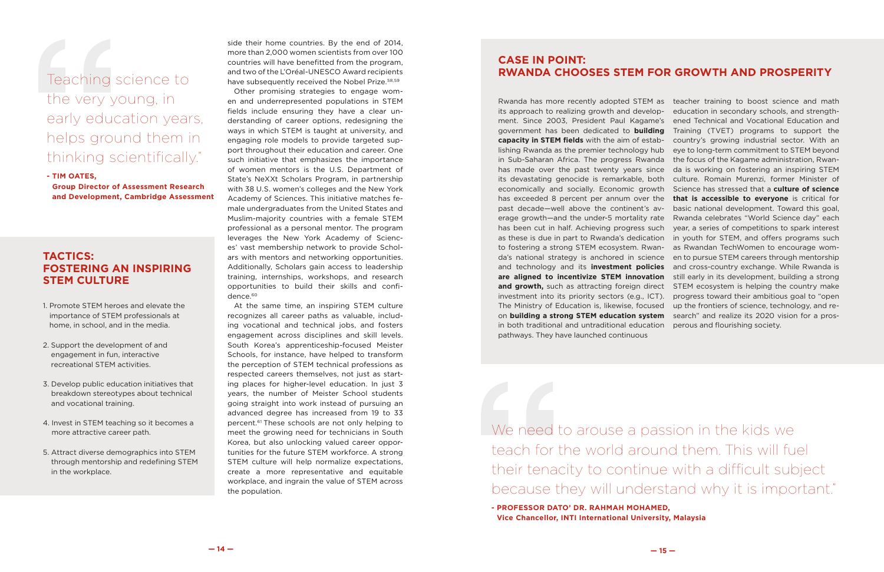> "Teaching science to the very young, in early education years, helps ground them in thinking scientifically."
>
> **- TIM OATES, Group Director of Assessment Research and Development, Cambridge Assessment**

## TACTICS: FOSTERING AN INSPIRING STEM CULTURE

1. Promote STEM heroes and elevate the importance of STEM professionals at home, in school, and in the media.
2. Support the development of and engagement in fun, interactive recreational STEM activities.
3. Develop public education initiatives that breakdown stereotypes about technical and vocational training.
4. Invest in STEM teaching so it becomes a more attractive career path.
5. Attract diverse demographics into STEM through mentorship and redefining STEM in the workplace.

side their home countries. By the end of 2014, more than 2,000 women scientists from over 100 countries will have benefitted from the program, and two of the L'Oréal-UNESCO Award recipients have subsequently received the Nobel Prize.[58,59]

Other promising strategies to engage women and underrepresented populations in STEM fields include ensuring they have a clear understanding of career options, redesigning the ways in which STEM is taught at university, and engaging role models to provide targeted support throughout their education and career. One such initiative that emphasizes the importance of women mentors is the U.S. Department of State's NeXXt Scholars Program, in partnership with 38 U.S. women's colleges and the New York Academy of Sciences. This initiative matches female undergraduates from the United States and Muslim-majority countries with a female STEM professional as a personal mentor. The program leverages the New York Academy of Sciences' vast membership network to provide Scholars with mentors and networking opportunities. Additionally, Scholars gain access to leadership training, internships, workshops, and research opportunities to build their skills and confidence.[60]

At the same time, an inspiring STEM culture recognizes all career paths as valuable, including vocational and technical jobs, and fosters engagement across disciplines and skill levels. South Korea's apprenticeship-focused Meister Schools, for instance, have helped to transform the perception of STEM technical professions as respected careers themselves, not just as starting places for higher-level education. In just 3 years, the number of Meister School students going straight into work instead of pursuing an advanced degree has increased from 19 to 33 percent.[61] These schools are not only helping to meet the growing need for technicians in South Korea, but also unlocking valued career opportunities for the future STEM workforce. A strong STEM culture will help normalize expectations, create a more representative and equitable workplace, and ingrain the value of STEM across the population.

## CASE IN POINT: RWANDA CHOOSES STEM FOR GROWTH AND PROSPERITY

Rwanda has more recently adopted STEM as its approach to realizing growth and development. Since 2003, President Paul Kagame's government has been dedicated to **building capacity in STEM fields** with the aim of establishing Rwanda as the premier technology hub in Sub-Saharan Africa. The progress Rwanda has made over the past twenty years since its devastating genocide is remarkable, both economically and socially. Economic growth has exceeded 8 percent per annum over the past decade—well above the continent's average growth—and the under-5 mortality rate has been cut in half. Achieving progress such as these is due in part to Rwanda's dedication to fostering a strong STEM ecosystem. Rwanda's national strategy is anchored in science and technology and its **investment policies are aligned to incentivize STEM innovation and growth,** such as attracting foreign direct investment into its priority sectors (e.g., ICT). The Ministry of Education is, likewise, focused on **building a strong STEM education system** in both traditional and untraditional education pathways. They have launched continuous teacher training to boost science and math education in secondary schools, and strengthened Technical and Vocational Education and Training (TVET) programs to support the country's growing industrial sector. With an eye to long-term commitment to STEM beyond the focus of the Kagame administration, Rwanda is working on fostering an inspiring STEM culture. Romain Murenzi, former Minister of Science has stressed that a **culture of science that is accessible to everyone** is critical for basic national development. Toward this goal, Rwanda celebrates "World Science day" each year, a series of competitions to spark interest in youth for STEM, and offers programs such as Rwandan TechWomen to encourage women to pursue STEM careers through mentorship and cross-country exchange. While Rwanda is still early in its development, building a strong STEM ecosystem is helping the country make progress toward their ambitious goal to "open up the frontiers of science, technology, and research" and realize its 2020 vision for a prosperous and flourishing society.

> "We need to arouse a passion in the kids we teach for the world around them. This will fuel their tenacity to continue with a difficult subject because they will understand why it is important."
>
> **- PROFESSOR DATO' DR. RAHMAH MOHAMED, Vice Chancellor, INTI International University, Malaysia**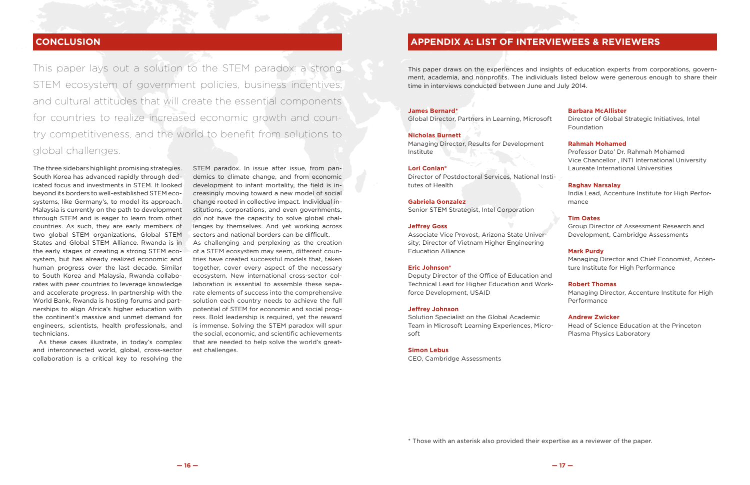## CONCLUSION

This paper lays out a solution to the STEM paradox: a strong STEM ecosystem of government policies, business incentives, and cultural attitudes that will create the essential components for countries to realize increased economic growth and country competitiveness, and the world to benefit from solutions to global challenges.

The three sidebars highlight promising strategies. South Korea has advanced rapidly through dedicated focus and investments in STEM. It looked beyond its borders to well-established STEM ecosystems, like Germany's, to model its approach. Malaysia is currently on the path to development through STEM and is eager to learn from other countries. As such, they are early members of two global STEM organizations, Global STEM States and Global STEM Alliance. Rwanda is in the early stages of creating a strong STEM ecosystem, but has already realized economic and human progress over the last decade. Similar to South Korea and Malaysia, Rwanda collaborates with peer countries to leverage knowledge and accelerate progress. In partnership with the World Bank, Rwanda is hosting forums and partnerships to align Africa's higher education with the continent's massive and unmet demand for engineers, scientists, health professionals, and technicians.

As these cases illustrate, in today's complex and interconnected world, global, cross-sector collaboration is a critical key to resolving the STEM paradox. In issue after issue, from pandemics to climate change, and from economic development to infant mortality, the field is increasingly moving toward a new model of social change rooted in collective impact. Individual institutions, corporations, and even governments, do not have the capacity to solve global challenges by themselves. And yet working across sectors and national borders can be difficult.

As challenging and perplexing as the creation of a STEM ecosystem may seem, different countries have created successful models that, taken together, cover every aspect of the necessary ecosystem. New international cross-sector collaboration is essential to assemble these separate elements of success into the comprehensive solution each country needs to achieve the full potential of STEM for economic and social progress. Bold leadership is required, yet the reward is immense. Solving the STEM paradox will spur the social, economic, and scientific achievements that are needed to help solve the world's greatest challenges.

## APPENDIX A: LIST OF INTERVIEWEES & REVIEWERS

This paper draws on the experiences and insights of education experts from corporations, government, academia, and nonprofits. The individuals listed below were generous enough to share their time in interviews conducted between June and July 2014.

**James Bernard***
Global Director, Partners in Learning, Microsoft

**Nicholas Burnett**
Managing Director, Results for Development Institute

**Lori Conlan***
Director of Postdoctoral Services, National Institutes of Health

**Gabriela Gonzalez**
Senior STEM Strategist, Intel Corporation

**Jeffrey Goss**
Associate Vice Provost, Arizona State University; Director of Vietnam Higher Engineering Education Alliance

**Eric Johnson***
Deputy Director of the Office of Education and Technical Lead for Higher Education and Workforce Development, USAID

**Jeffrey Johnson**
Solution Specialist on the Global Academic Team in Microsoft Learning Experiences, Microsoft

**Simon Lebus**
CEO, Cambridge Assessments

**Barbara McAllister**
Director of Global Strategic Initiatives, Intel Foundation

**Rahmah Mohamed**
Professor Dato' Dr. Rahmah Mohamed
Vice Chancellor , INTI International University
Laureate International Universities

**Raghav Narsalay**
India Lead, Accenture Institute for High Performance

**Tim Oates**
Group Director of Assessment Research and Development, Cambridge Assessments

**Mark Purdy**
Managing Director and Chief Economist, Accenture Institute for High Performance

**Robert Thomas**
Managing Director, Accenture Institute for High Performance

**Andrew Zwicker**
Head of Science Education at the Princeton Plasma Physics Laboratory

\* Those with an asterisk also provided their expertise as a reviewer of the paper.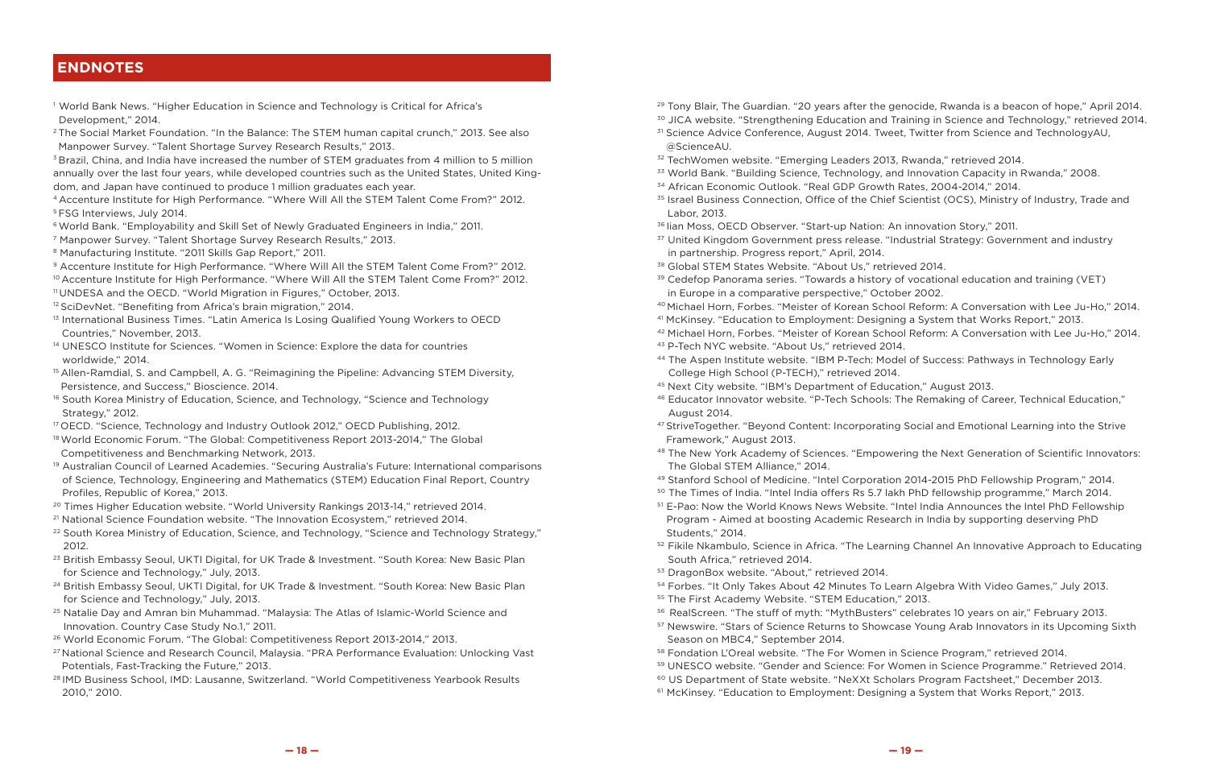## ENDNOTES

[1] World Bank News. "Higher Education in Science and Technology is Critical for Africa's Development," 2014.

[2] The Social Market Foundation. "In the Balance: The STEM human capital crunch," 2013. See also Manpower Survey. "Talent Shortage Survey Research Results," 2013.

[3] Brazil, China, and India have increased the number of STEM graduates from 4 million to 5 million annually over the last four years, while developed countries such as the United States, United Kingdom, and Japan have continued to produce 1 million graduates each year.

[4] Accenture Institute for High Performance. "Where Will All the STEM Talent Come From?" 2012.

[5] FSG Interviews, July 2014.

[6] World Bank. "Employability and Skill Set of Newly Graduated Engineers in India," 2011.

[7] Manpower Survey. "Talent Shortage Survey Research Results," 2013.

[8] Manufacturing Institute. "2011 Skills Gap Report," 2011.

[9] Accenture Institute for High Performance. "Where Will All the STEM Talent Come From?" 2012.

[10] Accenture Institute for High Performance. "Where Will All the STEM Talent Come From?" 2012.

[11] UNDESA and the OECD. "World Migration in Figures," October, 2013.

[12] SciDevNet. "Benefiting from Africa's brain migration," 2014.

[13] International Business Times. "Latin America Is Losing Qualified Young Workers to OECD Countries," November, 2013.

[14] UNESCO Institute for Sciences. "Women in Science: Explore the data for countries worldwide," 2014.

[15] Allen-Ramdial, S. and Campbell, A. G. "Reimagining the Pipeline: Advancing STEM Diversity, Persistence, and Success," Bioscience. 2014.

[16] South Korea Ministry of Education, Science, and Technology, "Science and Technology Strategy," 2012.

[17] OECD. "Science, Technology and Industry Outlook 2012," OECD Publishing, 2012.

[18] World Economic Forum. "The Global: Competitiveness Report 2013-2014," The Global Competitiveness and Benchmarking Network, 2013.

[19] Australian Council of Learned Academies. "Securing Australia's Future: International comparisons of Science, Technology, Engineering and Mathematics (STEM) Education Final Report, Country Profiles, Republic of Korea," 2013.

[20] Times Higher Education website. "World University Rankings 2013-14," retrieved 2014.

[21] National Science Foundation website. "The Innovation Ecosystem," retrieved 2014.

[22] South Korea Ministry of Education, Science, and Technology, "Science and Technology Strategy," 2012.

[23] British Embassy Seoul, UKTI Digital, for UK Trade & Investment. "South Korea: New Basic Plan for Science and Technology," July, 2013.

[24] British Embassy Seoul, UKTI Digital, for UK Trade & Investment. "South Korea: New Basic Plan for Science and Technology," July, 2013.

[25] Natalie Day and Amran bin Muhammad. "Malaysia: The Atlas of Islamic-World Science and Innovation. Country Case Study No.1," 2011.

[26] World Economic Forum. "The Global: Competitiveness Report 2013-2014," 2013.

[27] National Science and Research Council, Malaysia. "PRA Performance Evaluation: Unlocking Vast Potentials, Fast-Tracking the Future," 2013.

[28] IMD Business School, IMD: Lausanne, Switzerland. "World Competitiveness Yearbook Results 2010," 2010.

[29] Tony Blair, The Guardian. "20 years after the genocide, Rwanda is a beacon of hope," April 2014.

[30] JICA website. "Strengthening Education and Training in Science and Technology," retrieved 2014.

[31] Science Advice Conference, August 2014. Tweet, Twitter from Science and TechnologyAU, @ScienceAU.

[32] TechWomen website. "Emerging Leaders 2013, Rwanda," retrieved 2014.

[33] World Bank. "Building Science, Technology, and Innovation Capacity in Rwanda," 2008.

[34] African Economic Outlook. "Real GDP Growth Rates, 2004-2014," 2014.

[35] Israel Business Connection, Office of the Chief Scientist (OCS), Ministry of Industry, Trade and Labor, 2013.

[36] Iian Moss, OECD Observer. "Start-up Nation: An innovation Story," 2011.

[37] United Kingdom Government press release. "Industrial Strategy: Government and industry in partnership. Progress report," April, 2014.

[38] Global STEM States Website. "About Us," retrieved 2014.

[39] Cedefop Panorama series. "Towards a history of vocational education and training (VET) in Europe in a comparative perspective," October 2002.

[40] Michael Horn, Forbes. "Meister of Korean School Reform: A Conversation with Lee Ju-Ho," 2014.

[41] McKinsey. "Education to Employment: Designing a System that Works Report," 2013.

[42] Michael Horn, Forbes. "Meister of Korean School Reform: A Conversation with Lee Ju-Ho," 2014.

[43] P-Tech NYC website. "About Us," retrieved 2014.

[44] The Aspen Institute website. "IBM P-Tech: Model of Success: Pathways in Technology Early College High School (P-TECH)," retrieved 2014.

[45] Next City website. "IBM's Department of Education," August 2013.

[46] Educator Innovator website. "P-Tech Schools: The Remaking of Career, Technical Education," August 2014.

[47] StriveTogether. "Beyond Content: Incorporating Social and Emotional Learning into the Strive Framework," August 2013.

[48] The New York Academy of Sciences. "Empowering the Next Generation of Scientific Innovators: The Global STEM Alliance," 2014.

[49] Stanford School of Medicine. "Intel Corporation 2014-2015 PhD Fellowship Program," 2014.

[50] The Times of India. "Intel India offers Rs 5.7 lakh PhD fellowship programme," March 2014.

[51] E-Pao: Now the World Knows News Website. "Intel India Announces the Intel PhD Fellowship Program - Aimed at boosting Academic Research in India by supporting deserving PhD Students," 2014.

[52] Fikile Nkambulo, Science in Africa. "The Learning Channel An Innovative Approach to Educating South Africa," retrieved 2014.

[53] DragonBox website. "About," retrieved 2014.

[54] Forbes. "It Only Takes About 42 Minutes To Learn Algebra With Video Games," July 2013.

[55] The First Academy Website. "STEM Education," 2013.

[56] RealScreen. "The stuff of myth: "MythBusters" celebrates 10 years on air," February 2013.

[57] Newswire. "Stars of Science Returns to Showcase Young Arab Innovators in its Upcoming Sixth Season on MBC4," September 2014.

[58] Fondation L'Oreal website. "The For Women in Science Program," retrieved 2014.

[59] UNESCO website. "Gender and Science: For Women in Science Programme." Retrieved 2014.

[60] US Department of State website. "NeXXt Scholars Program Factsheet," December 2013.

[61] McKinsey. "Education to Employment: Designing a System that Works Report," 2013.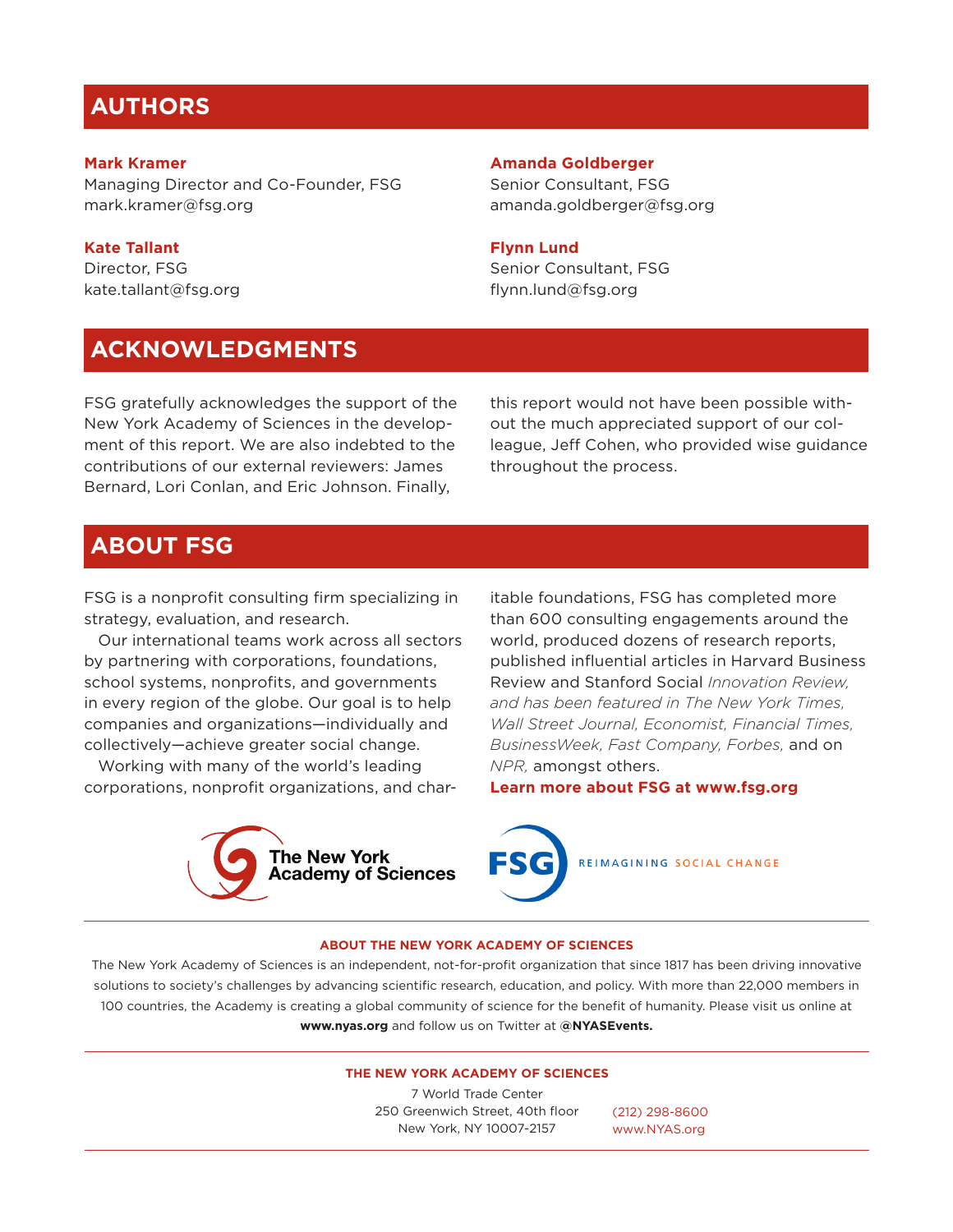## AUTHORS

**Mark Kramer**
Managing Director and Co-Founder, FSG
mark.kramer@fsg.org

**Kate Tallant**
Director, FSG
kate.tallant@fsg.org

**Amanda Goldberger**
Senior Consultant, FSG
amanda.goldberger@fsg.org

**Flynn Lund**
Senior Consultant, FSG
flynn.lund@fsg.org

## ACKNOWLEDGMENTS

FSG gratefully acknowledges the support of the New York Academy of Sciences in the development of this report. We are also indebted to the contributions of our external reviewers: James Bernard, Lori Conlan, and Eric Johnson. Finally, this report would not have been possible without the much appreciated support of our colleague, Jeff Cohen, who provided wise guidance throughout the process.

## ABOUT FSG

FSG is a nonprofit consulting firm specializing in strategy, evaluation, and research.

Our international teams work across all sectors by partnering with corporations, foundations, school systems, nonprofits, and governments in every region of the globe. Our goal is to help companies and organizations—individually and collectively—achieve greater social change.

Working with many of the world's leading corporations, nonprofit organizations, and charitable foundations, FSG has completed more than 600 consulting engagements around the world, produced dozens of research reports, published influential articles in Harvard Business Review and Stanford Social *Innovation Review, and has been featured in The New York Times, Wall Street Journal, Economist, Financial Times, BusinessWeek, Fast Company, Forbes,* and on *NPR,* amongst others.

**Learn more about FSG at www.fsg.org**

The New York Academy of Sciences

FSG REIMAGINING SOCIAL CHANGE

**ABOUT THE NEW YORK ACADEMY OF SCIENCES**

The New York Academy of Sciences is an independent, not-for-profit organization that since 1817 has been driving innovative solutions to society's challenges by advancing scientific research, education, and policy. With more than 22,000 members in 100 countries, the Academy is creating a global community of science for the benefit of humanity. Please visit us online at **www.nyas.org** and follow us on Twitter at **@NYASEvents.**

**THE NEW YORK ACADEMY OF SCIENCES**

7 World Trade Center
250 Greenwich Street, 40th floor
New York, NY 10007-2157

(212) 298-8600
www.NYAS.org